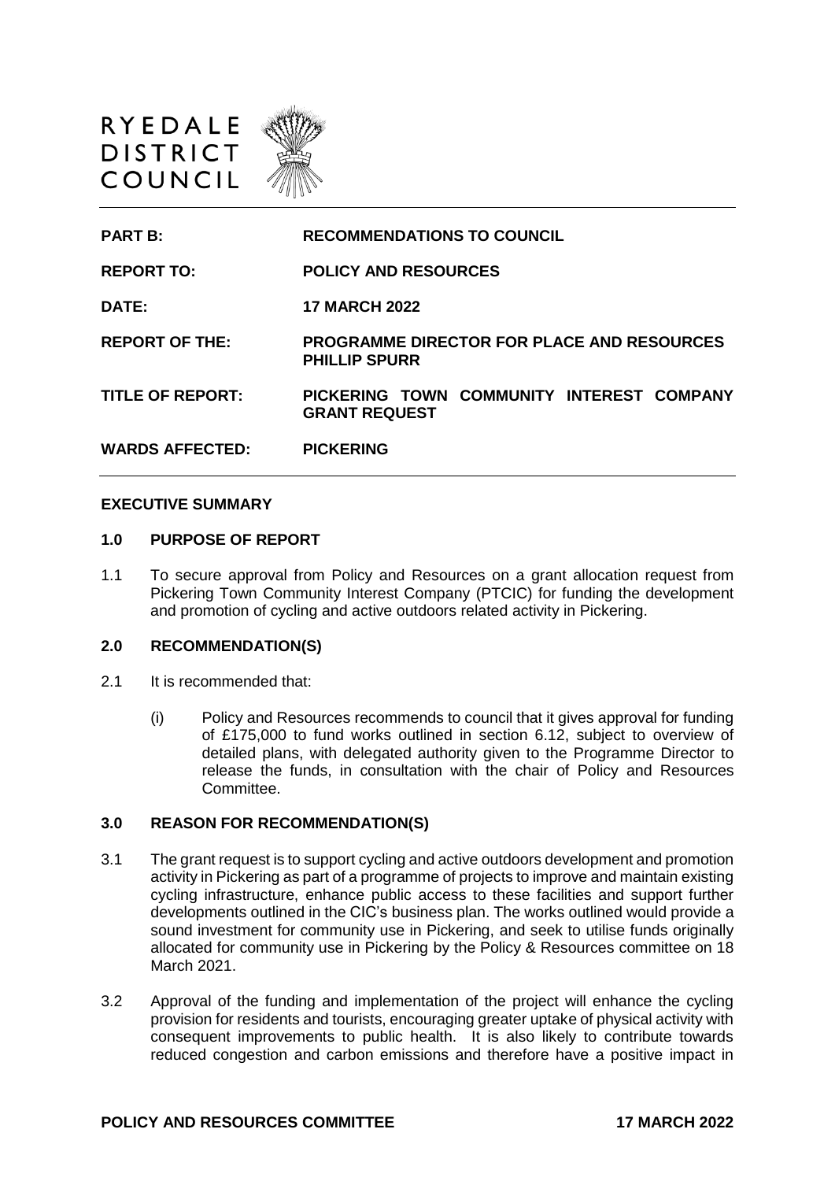RYEDALE DISTRICT COUNCIL

| | |
|---|---|
| **PART B:** | **RECOMMENDATIONS TO COUNCIL** |
| **REPORT TO:** | **POLICY AND RESOURCES** |
| **DATE:** | **17 MARCH 2022** |
| **REPORT OF THE:** | **PROGRAMME DIRECTOR FOR PLACE AND RESOURCES PHILLIP SPURR** |
| **TITLE OF REPORT:** | **PICKERING TOWN COMMUNITY INTEREST COMPANY GRANT REQUEST** |
| **WARDS AFFECTED:** | **PICKERING** |

## EXECUTIVE SUMMARY

### 1.0 PURPOSE OF REPORT

1.1 To secure approval from Policy and Resources on a grant allocation request from Pickering Town Community Interest Company (PTCIC) for funding the development and promotion of cycling and active outdoors related activity in Pickering.

### 2.0 RECOMMENDATION(S)

2.1 It is recommended that:

(i) Policy and Resources recommends to council that it gives approval for funding of £175,000 to fund works outlined in section 6.12, subject to overview of detailed plans, with delegated authority given to the Programme Director to release the funds, in consultation with the chair of Policy and Resources Committee.

### 3.0 REASON FOR RECOMMENDATION(S)

3.1 The grant request is to support cycling and active outdoors development and promotion activity in Pickering as part of a programme of projects to improve and maintain existing cycling infrastructure, enhance public access to these facilities and support further developments outlined in the CIC's business plan. The works outlined would provide a sound investment for community use in Pickering, and seek to utilise funds originally allocated for community use in Pickering by the Policy & Resources committee on 18 March 2021.

3.2 Approval of the funding and implementation of the project will enhance the cycling provision for residents and tourists, encouraging greater uptake of physical activity with consequent improvements to public health. It is also likely to contribute towards reduced congestion and carbon emissions and therefore have a positive impact in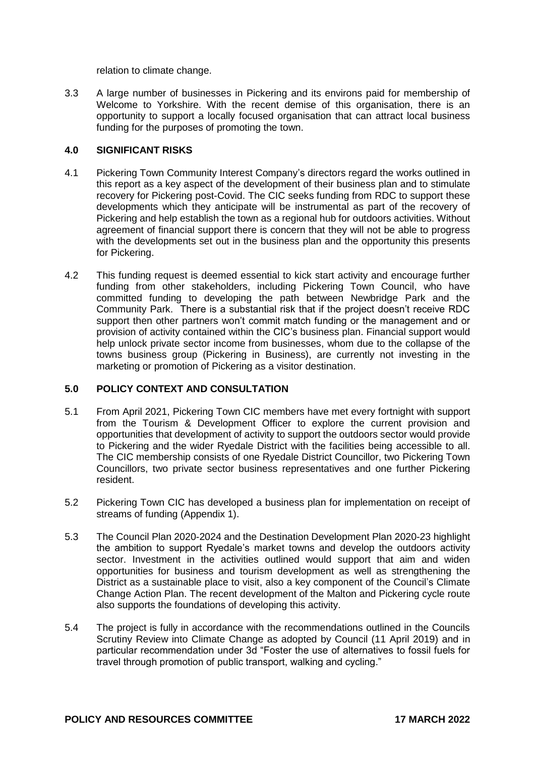relation to climate change.

3.3 A large number of businesses in Pickering and its environs paid for membership of Welcome to Yorkshire. With the recent demise of this organisation, there is an opportunity to support a locally focused organisation that can attract local business funding for the purposes of promoting the town.

## 4.0 SIGNIFICANT RISKS

4.1 Pickering Town Community Interest Company's directors regard the works outlined in this report as a key aspect of the development of their business plan and to stimulate recovery for Pickering post-Covid. The CIC seeks funding from RDC to support these developments which they anticipate will be instrumental as part of the recovery of Pickering and help establish the town as a regional hub for outdoors activities. Without agreement of financial support there is concern that they will not be able to progress with the developments set out in the business plan and the opportunity this presents for Pickering.

4.2 This funding request is deemed essential to kick start activity and encourage further funding from other stakeholders, including Pickering Town Council, who have committed funding to developing the path between Newbridge Park and the Community Park. There is a substantial risk that if the project doesn't receive RDC support then other partners won't commit match funding or the management and or provision of activity contained within the CIC's business plan. Financial support would help unlock private sector income from businesses, whom due to the collapse of the towns business group (Pickering in Business), are currently not investing in the marketing or promotion of Pickering as a visitor destination.

## 5.0 POLICY CONTEXT AND CONSULTATION

5.1 From April 2021, Pickering Town CIC members have met every fortnight with support from the Tourism & Development Officer to explore the current provision and opportunities that development of activity to support the outdoors sector would provide to Pickering and the wider Ryedale District with the facilities being accessible to all. The CIC membership consists of one Ryedale District Councillor, two Pickering Town Councillors, two private sector business representatives and one further Pickering resident.

5.2 Pickering Town CIC has developed a business plan for implementation on receipt of streams of funding (Appendix 1).

5.3 The Council Plan 2020-2024 and the Destination Development Plan 2020-23 highlight the ambition to support Ryedale's market towns and develop the outdoors activity sector. Investment in the activities outlined would support that aim and widen opportunities for business and tourism development as well as strengthening the District as a sustainable place to visit, also a key component of the Council's Climate Change Action Plan. The recent development of the Malton and Pickering cycle route also supports the foundations of developing this activity.

5.4 The project is fully in accordance with the recommendations outlined in the Councils Scrutiny Review into Climate Change as adopted by Council (11 April 2019) and in particular recommendation under 3d "Foster the use of alternatives to fossil fuels for travel through promotion of public transport, walking and cycling."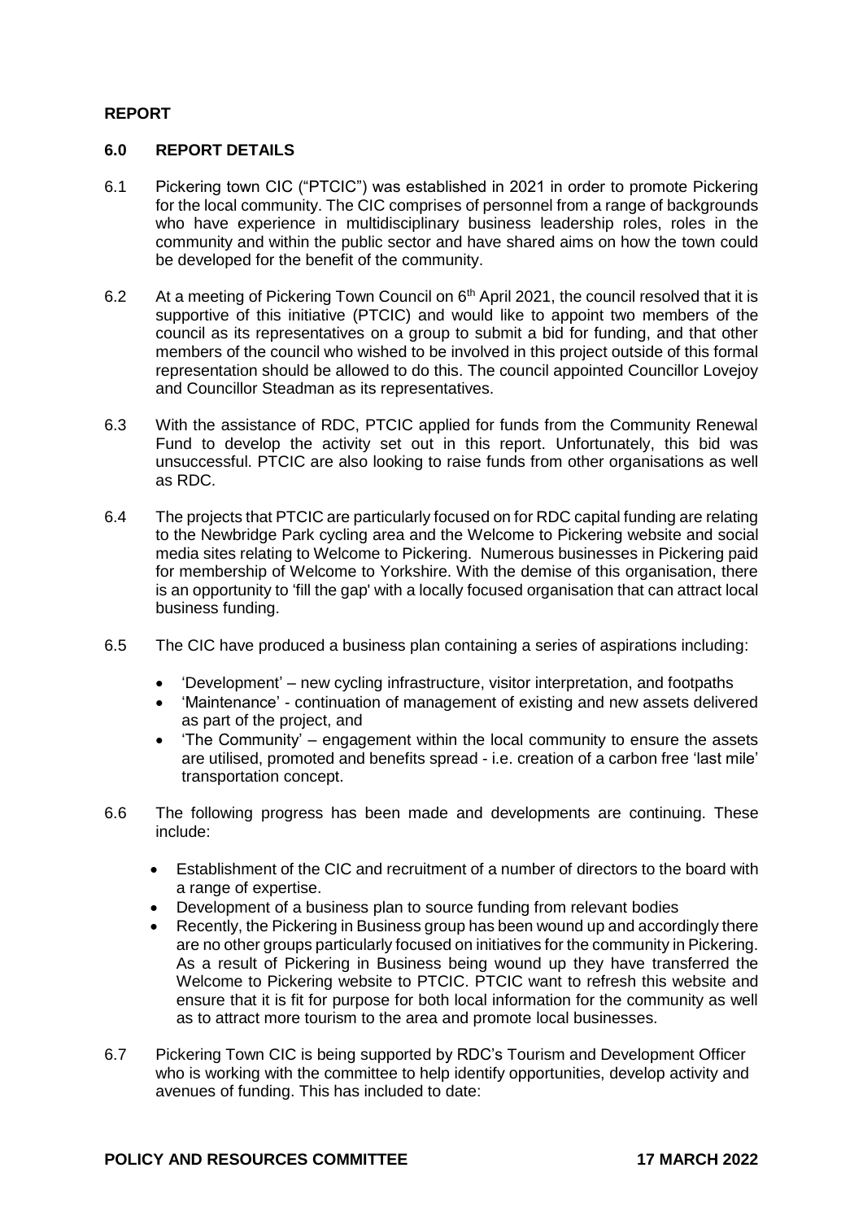**REPORT**

**6.0 REPORT DETAILS**

6.1 Pickering town CIC ("PTCIC") was established in 2021 in order to promote Pickering for the local community. The CIC comprises of personnel from a range of backgrounds who have experience in multidisciplinary business leadership roles, roles in the community and within the public sector and have shared aims on how the town could be developed for the benefit of the community.

6.2 At a meeting of Pickering Town Council on 6th April 2021, the council resolved that it is supportive of this initiative (PTCIC) and would like to appoint two members of the council as its representatives on a group to submit a bid for funding, and that other members of the council who wished to be involved in this project outside of this formal representation should be allowed to do this. The council appointed Councillor Lovejoy and Councillor Steadman as its representatives.

6.3 With the assistance of RDC, PTCIC applied for funds from the Community Renewal Fund to develop the activity set out in this report. Unfortunately, this bid was unsuccessful. PTCIC are also looking to raise funds from other organisations as well as RDC.

6.4 The projects that PTCIC are particularly focused on for RDC capital funding are relating to the Newbridge Park cycling area and the Welcome to Pickering website and social media sites relating to Welcome to Pickering. Numerous businesses in Pickering paid for membership of Welcome to Yorkshire. With the demise of this organisation, there is an opportunity to 'fill the gap' with a locally focused organisation that can attract local business funding.

6.5 The CIC have produced a business plan containing a series of aspirations including:

- 'Development' – new cycling infrastructure, visitor interpretation, and footpaths
- 'Maintenance' - continuation of management of existing and new assets delivered as part of the project, and
- 'The Community' – engagement within the local community to ensure the assets are utilised, promoted and benefits spread - i.e. creation of a carbon free 'last mile' transportation concept.

6.6 The following progress has been made and developments are continuing. These include:

- Establishment of the CIC and recruitment of a number of directors to the board with a range of expertise.
- Development of a business plan to source funding from relevant bodies
- Recently, the Pickering in Business group has been wound up and accordingly there are no other groups particularly focused on initiatives for the community in Pickering. As a result of Pickering in Business being wound up they have transferred the Welcome to Pickering website to PTCIC. PTCIC want to refresh this website and ensure that it is fit for purpose for both local information for the community as well as to attract more tourism to the area and promote local businesses.

6.7 Pickering Town CIC is being supported by RDC's Tourism and Development Officer who is working with the committee to help identify opportunities, develop activity and avenues of funding. This has included to date: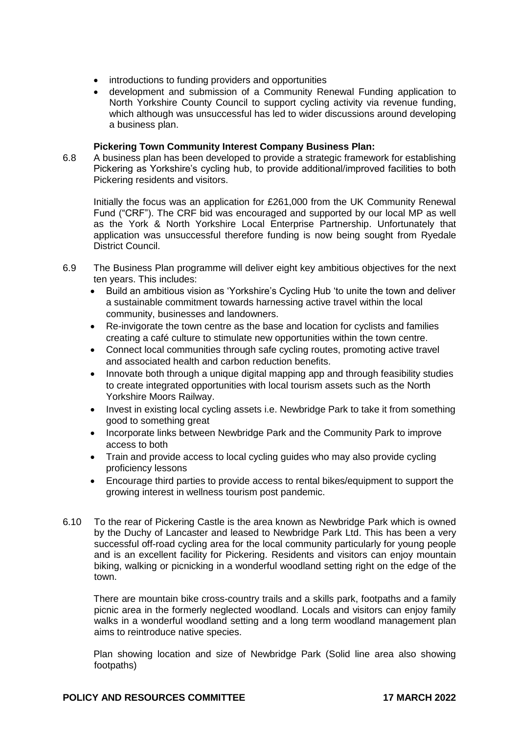- introductions to funding providers and opportunities
- development and submission of a Community Renewal Funding application to North Yorkshire County Council to support cycling activity via revenue funding, which although was unsuccessful has led to wider discussions around developing a business plan.

**Pickering Town Community Interest Company Business Plan:**

6.8 A business plan has been developed to provide a strategic framework for establishing Pickering as Yorkshire's cycling hub, to provide additional/improved facilities to both Pickering residents and visitors.

Initially the focus was an application for £261,000 from the UK Community Renewal Fund ("CRF"). The CRF bid was encouraged and supported by our local MP as well as the York & North Yorkshire Local Enterprise Partnership. Unfortunately that application was unsuccessful therefore funding is now being sought from Ryedale District Council.

6.9 The Business Plan programme will deliver eight key ambitious objectives for the next ten years. This includes:

- Build an ambitious vision as 'Yorkshire's Cycling Hub 'to unite the town and deliver a sustainable commitment towards harnessing active travel within the local community, businesses and landowners.
- Re-invigorate the town centre as the base and location for cyclists and families creating a café culture to stimulate new opportunities within the town centre.
- Connect local communities through safe cycling routes, promoting active travel and associated health and carbon reduction benefits.
- Innovate both through a unique digital mapping app and through feasibility studies to create integrated opportunities with local tourism assets such as the North Yorkshire Moors Railway.
- Invest in existing local cycling assets i.e. Newbridge Park to take it from something good to something great
- Incorporate links between Newbridge Park and the Community Park to improve access to both
- Train and provide access to local cycling guides who may also provide cycling proficiency lessons
- Encourage third parties to provide access to rental bikes/equipment to support the growing interest in wellness tourism post pandemic.

6.10 To the rear of Pickering Castle is the area known as Newbridge Park which is owned by the Duchy of Lancaster and leased to Newbridge Park Ltd. This has been a very successful off-road cycling area for the local community particularly for young people and is an excellent facility for Pickering. Residents and visitors can enjoy mountain biking, walking or picnicking in a wonderful woodland setting right on the edge of the town.

There are mountain bike cross-country trails and a skills park, footpaths and a family picnic area in the formerly neglected woodland. Locals and visitors can enjoy family walks in a wonderful woodland setting and a long term woodland management plan aims to reintroduce native species.

Plan showing location and size of Newbridge Park (Solid line area also showing footpaths)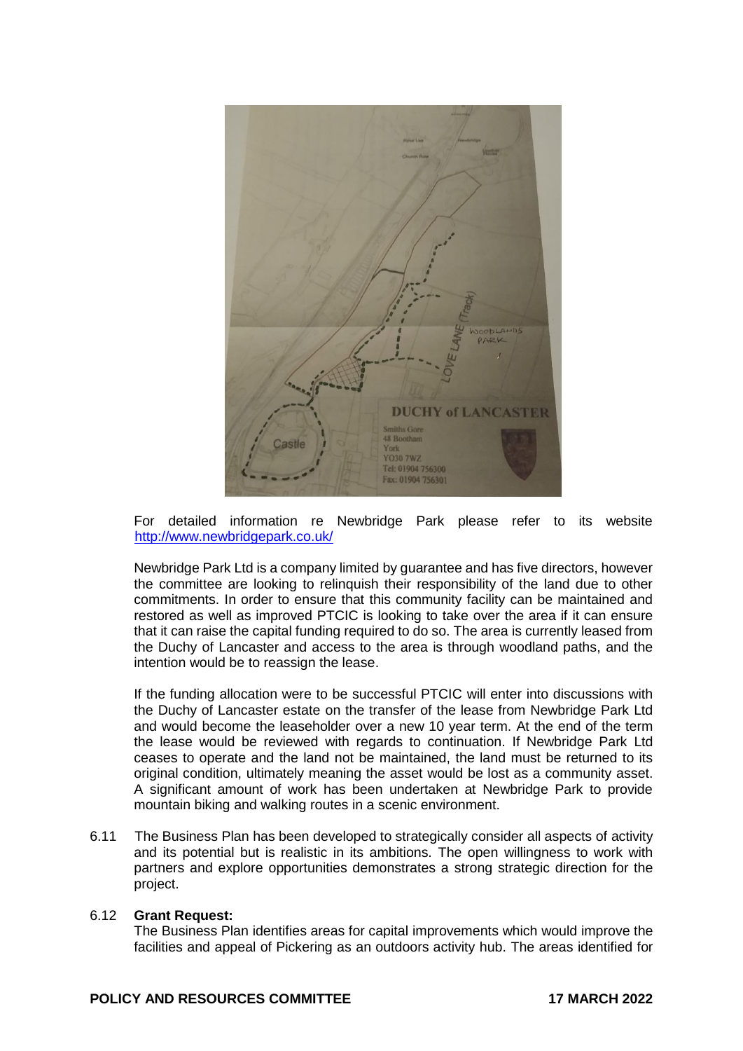For detailed information re Newbridge Park please refer to its website http://www.newbridgepark.co.uk/

Newbridge Park Ltd is a company limited by guarantee and has five directors, however the committee are looking to relinquish their responsibility of the land due to other commitments. In order to ensure that this community facility can be maintained and restored as well as improved PTCIC is looking to take over the area if it can ensure that it can raise the capital funding required to do so. The area is currently leased from the Duchy of Lancaster and access to the area is through woodland paths, and the intention would be to reassign the lease.

If the funding allocation were to be successful PTCIC will enter into discussions with the Duchy of Lancaster estate on the transfer of the lease from Newbridge Park Ltd and would become the leaseholder over a new 10 year term. At the end of the term the lease would be reviewed with regards to continuation. If Newbridge Park Ltd ceases to operate and the land not be maintained, the land must be returned to its original condition, ultimately meaning the asset would be lost as a community asset. A significant amount of work has been undertaken at Newbridge Park to provide mountain biking and walking routes in a scenic environment.

6.11 The Business Plan has been developed to strategically consider all aspects of activity and its potential but is realistic in its ambitions. The open willingness to work with partners and explore opportunities demonstrates a strong strategic direction for the project.

6.12 **Grant Request:**

The Business Plan identifies areas for capital improvements which would improve the facilities and appeal of Pickering as an outdoors activity hub. The areas identified for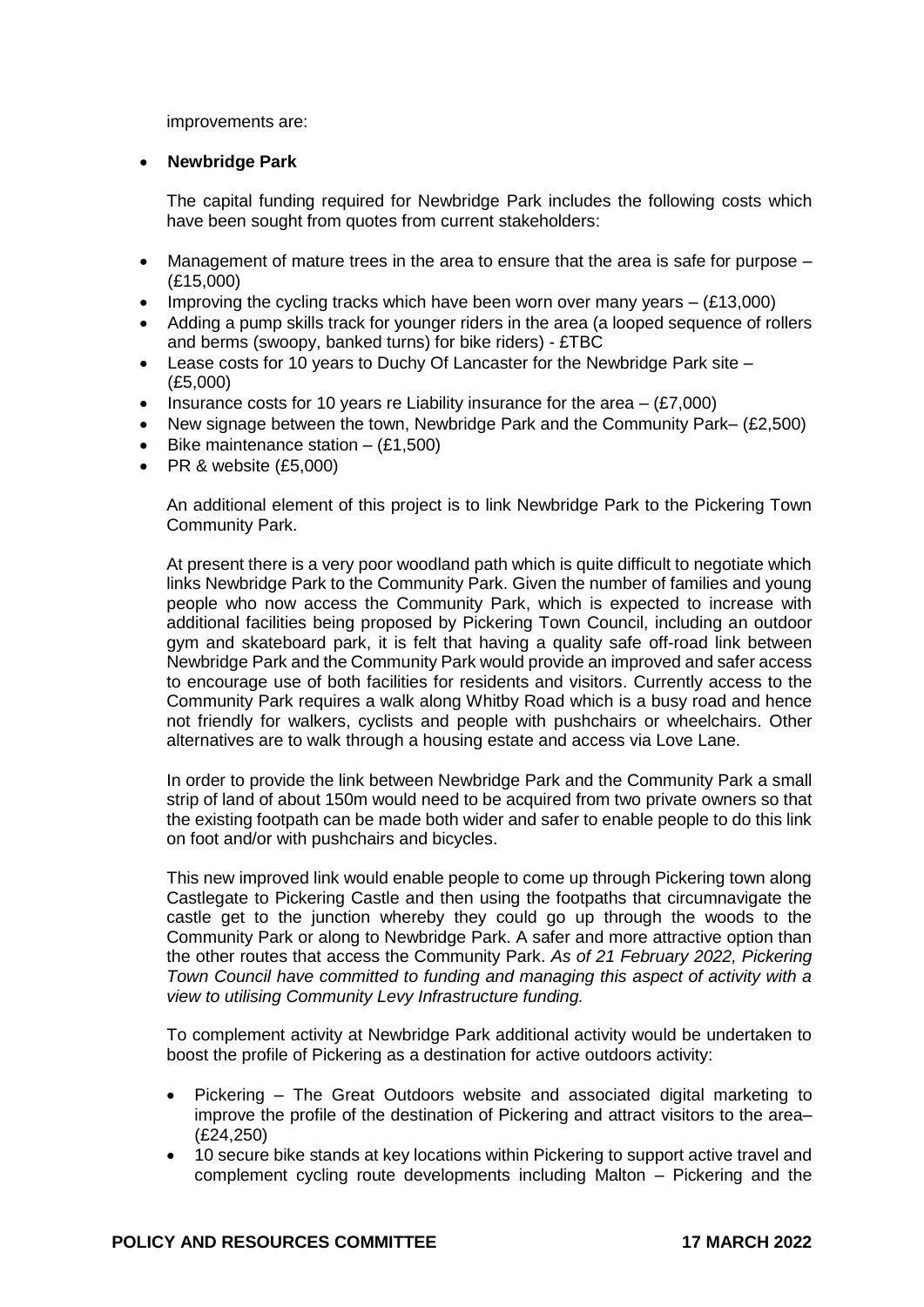improvements are:

- **Newbridge Park**

  The capital funding required for Newbridge Park includes the following costs which have been sought from quotes from current stakeholders:

- Management of mature trees in the area to ensure that the area is safe for purpose – (£15,000)
- Improving the cycling tracks which have been worn over many years – (£13,000)
- Adding a pump skills track for younger riders in the area (a looped sequence of rollers and berms (swoopy, banked turns) for bike riders) - £TBC
- Lease costs for 10 years to Duchy Of Lancaster for the Newbridge Park site – (£5,000)
- Insurance costs for 10 years re Liability insurance for the area – (£7,000)
- New signage between the town, Newbridge Park and the Community Park– (£2,500)
- Bike maintenance station – (£1,500)
- PR & website (£5,000)

An additional element of this project is to link Newbridge Park to the Pickering Town Community Park.

At present there is a very poor woodland path which is quite difficult to negotiate which links Newbridge Park to the Community Park. Given the number of families and young people who now access the Community Park, which is expected to increase with additional facilities being proposed by Pickering Town Council, including an outdoor gym and skateboard park, it is felt that having a quality safe off-road link between Newbridge Park and the Community Park would provide an improved and safer access to encourage use of both facilities for residents and visitors. Currently access to the Community Park requires a walk along Whitby Road which is a busy road and hence not friendly for walkers, cyclists and people with pushchairs or wheelchairs. Other alternatives are to walk through a housing estate and access via Love Lane.

In order to provide the link between Newbridge Park and the Community Park a small strip of land of about 150m would need to be acquired from two private owners so that the existing footpath can be made both wider and safer to enable people to do this link on foot and/or with pushchairs and bicycles.

This new improved link would enable people to come up through Pickering town along Castlegate to Pickering Castle and then using the footpaths that circumnavigate the castle get to the junction whereby they could go up through the woods to the Community Park or along to Newbridge Park. A safer and more attractive option than the other routes that access the Community Park. *As of 21 February 2022, Pickering Town Council have committed to funding and managing this aspect of activity with a view to utilising Community Levy Infrastructure funding.*

To complement activity at Newbridge Park additional activity would be undertaken to boost the profile of Pickering as a destination for active outdoors activity:

- Pickering – The Great Outdoors website and associated digital marketing to improve the profile of the destination of Pickering and attract visitors to the area– (£24,250)
- 10 secure bike stands at key locations within Pickering to support active travel and complement cycling route developments including Malton – Pickering and the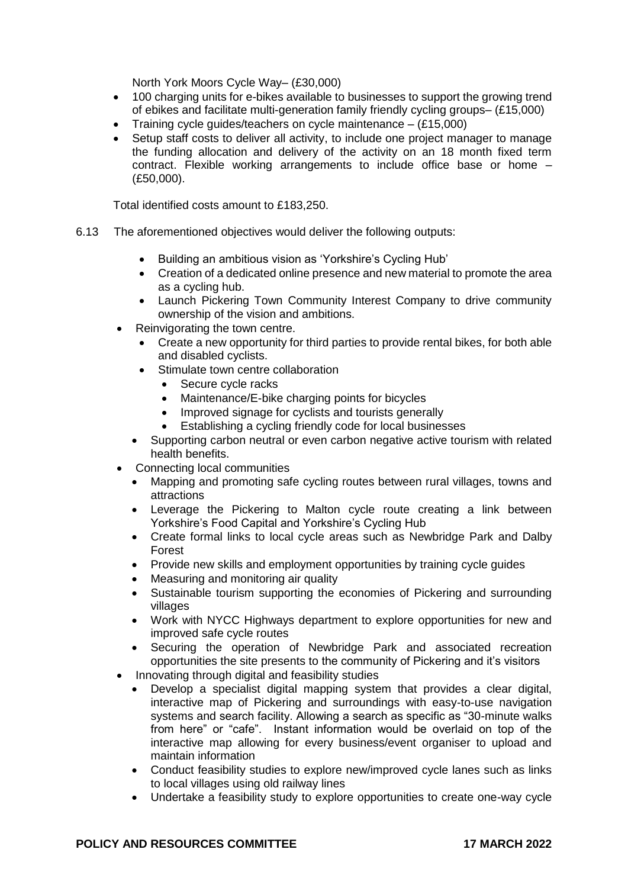North York Moors Cycle Way– (£30,000)

- 100 charging units for e-bikes available to businesses to support the growing trend of ebikes and facilitate multi-generation family friendly cycling groups– (£15,000)
- Training cycle guides/teachers on cycle maintenance – (£15,000)
- Setup staff costs to deliver all activity, to include one project manager to manage the funding allocation and delivery of the activity on an 18 month fixed term contract. Flexible working arrangements to include office base or home – (£50,000).

Total identified costs amount to £183,250.

6.13 The aforementioned objectives would deliver the following outputs:

- Building an ambitious vision as 'Yorkshire's Cycling Hub'
  - Creation of a dedicated online presence and new material to promote the area as a cycling hub.
  - Launch Pickering Town Community Interest Company to drive community ownership of the vision and ambitions.
- Reinvigorating the town centre.
  - Create a new opportunity for third parties to provide rental bikes, for both able and disabled cyclists.
  - Stimulate town centre collaboration
    - Secure cycle racks
    - Maintenance/E-bike charging points for bicycles
    - Improved signage for cyclists and tourists generally
    - Establishing a cycling friendly code for local businesses
  - Supporting carbon neutral or even carbon negative active tourism with related health benefits.
- Connecting local communities
  - Mapping and promoting safe cycling routes between rural villages, towns and attractions
  - Leverage the Pickering to Malton cycle route creating a link between Yorkshire's Food Capital and Yorkshire's Cycling Hub
  - Create formal links to local cycle areas such as Newbridge Park and Dalby Forest
  - Provide new skills and employment opportunities by training cycle guides
  - Measuring and monitoring air quality
  - Sustainable tourism supporting the economies of Pickering and surrounding villages
  - Work with NYCC Highways department to explore opportunities for new and improved safe cycle routes
  - Securing the operation of Newbridge Park and associated recreation opportunities the site presents to the community of Pickering and it's visitors
- Innovating through digital and feasibility studies
  - Develop a specialist digital mapping system that provides a clear digital, interactive map of Pickering and surroundings with easy-to-use navigation systems and search facility. Allowing a search as specific as "30-minute walks from here" or "cafe". Instant information would be overlaid on top of the interactive map allowing for every business/event organiser to upload and maintain information
  - Conduct feasibility studies to explore new/improved cycle lanes such as links to local villages using old railway lines
  - Undertake a feasibility study to explore opportunities to create one-way cycle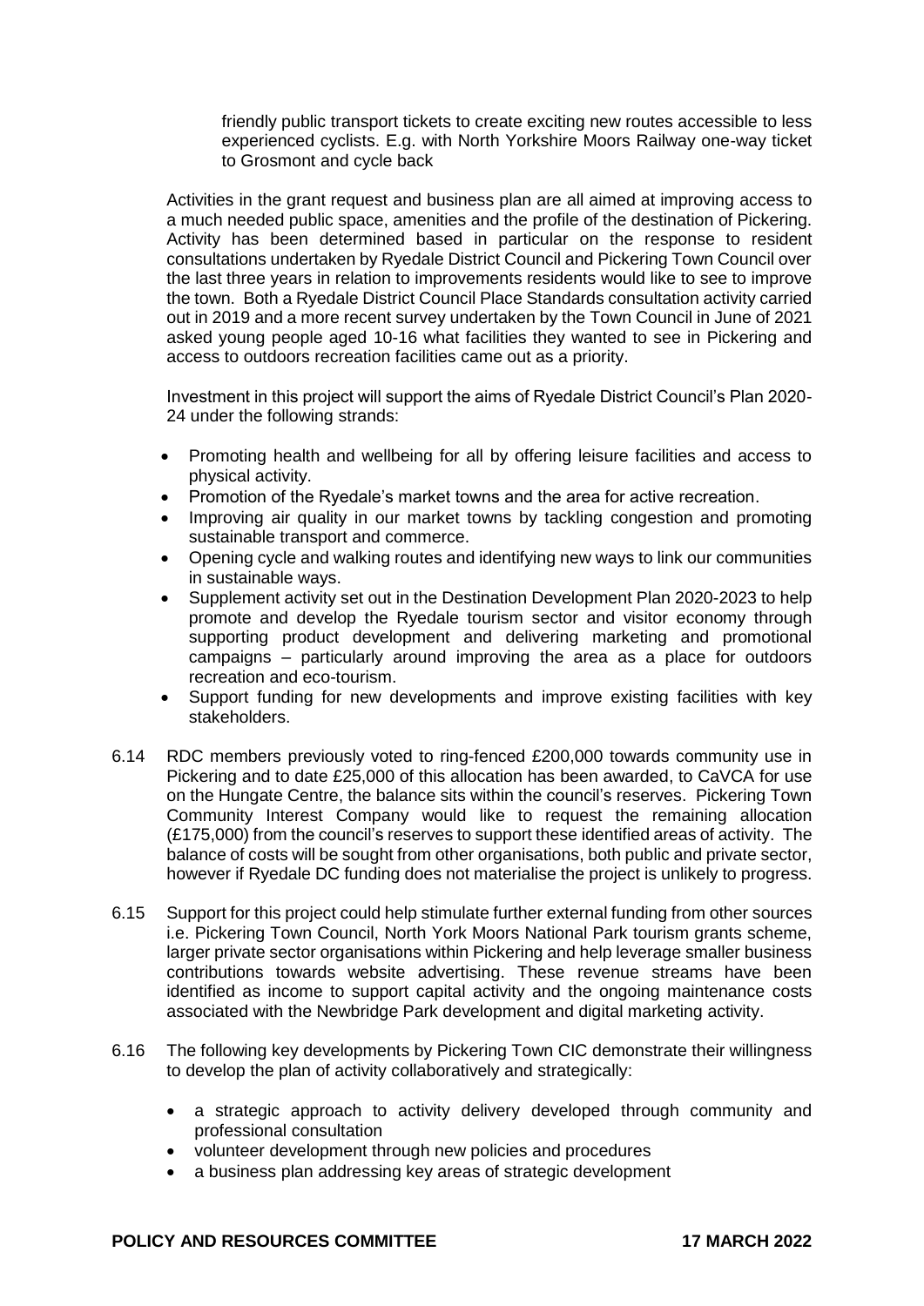friendly public transport tickets to create exciting new routes accessible to less experienced cyclists. E.g. with North Yorkshire Moors Railway one-way ticket to Grosmont and cycle back

Activities in the grant request and business plan are all aimed at improving access to a much needed public space, amenities and the profile of the destination of Pickering. Activity has been determined based in particular on the response to resident consultations undertaken by Ryedale District Council and Pickering Town Council over the last three years in relation to improvements residents would like to see to improve the town. Both a Ryedale District Council Place Standards consultation activity carried out in 2019 and a more recent survey undertaken by the Town Council in June of 2021 asked young people aged 10-16 what facilities they wanted to see in Pickering and access to outdoors recreation facilities came out as a priority.

Investment in this project will support the aims of Ryedale District Council's Plan 2020-24 under the following strands:

- Promoting health and wellbeing for all by offering leisure facilities and access to physical activity.
- Promotion of the Ryedale's market towns and the area for active recreation.
- Improving air quality in our market towns by tackling congestion and promoting sustainable transport and commerce.
- Opening cycle and walking routes and identifying new ways to link our communities in sustainable ways.
- Supplement activity set out in the Destination Development Plan 2020-2023 to help promote and develop the Ryedale tourism sector and visitor economy through supporting product development and delivering marketing and promotional campaigns – particularly around improving the area as a place for outdoors recreation and eco-tourism.
- Support funding for new developments and improve existing facilities with key stakeholders.

6.14 RDC members previously voted to ring-fenced £200,000 towards community use in Pickering and to date £25,000 of this allocation has been awarded, to CaVCA for use on the Hungate Centre, the balance sits within the council's reserves. Pickering Town Community Interest Company would like to request the remaining allocation (£175,000) from the council's reserves to support these identified areas of activity. The balance of costs will be sought from other organisations, both public and private sector, however if Ryedale DC funding does not materialise the project is unlikely to progress.

6.15 Support for this project could help stimulate further external funding from other sources i.e. Pickering Town Council, North York Moors National Park tourism grants scheme, larger private sector organisations within Pickering and help leverage smaller business contributions towards website advertising. These revenue streams have been identified as income to support capital activity and the ongoing maintenance costs associated with the Newbridge Park development and digital marketing activity.

6.16 The following key developments by Pickering Town CIC demonstrate their willingness to develop the plan of activity collaboratively and strategically:

- a strategic approach to activity delivery developed through community and professional consultation
- volunteer development through new policies and procedures
- a business plan addressing key areas of strategic development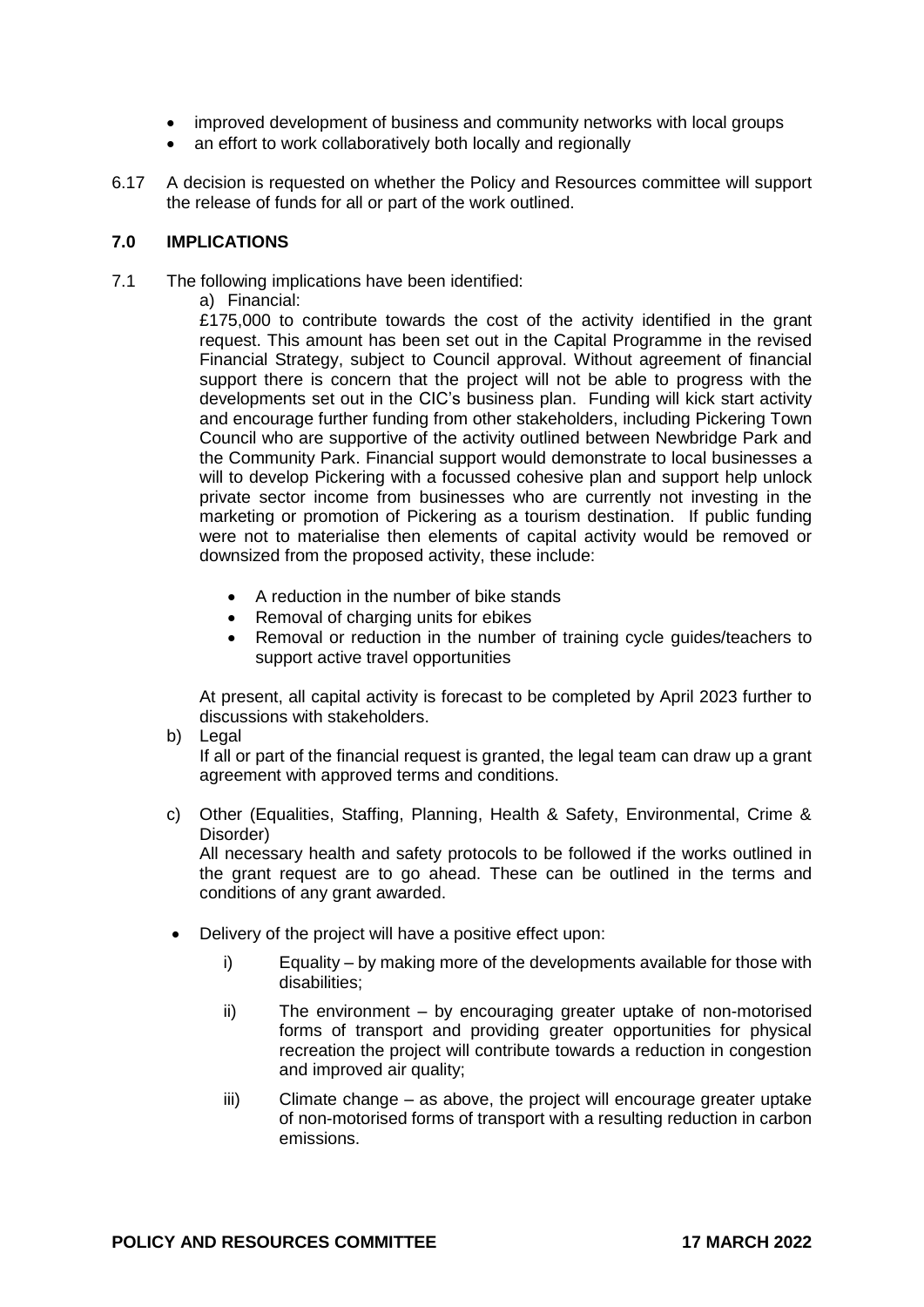- improved development of business and community networks with local groups
- an effort to work collaboratively both locally and regionally

6.17 A decision is requested on whether the Policy and Resources committee will support the release of funds for all or part of the work outlined.

## 7.0 IMPLICATIONS

7.1 The following implications have been identified:

a) Financial:

£175,000 to contribute towards the cost of the activity identified in the grant request. This amount has been set out in the Capital Programme in the revised Financial Strategy, subject to Council approval. Without agreement of financial support there is concern that the project will not be able to progress with the developments set out in the CIC's business plan. Funding will kick start activity and encourage further funding from other stakeholders, including Pickering Town Council who are supportive of the activity outlined between Newbridge Park and the Community Park. Financial support would demonstrate to local businesses a will to develop Pickering with a focussed cohesive plan and support help unlock private sector income from businesses who are currently not investing in the marketing or promotion of Pickering as a tourism destination. If public funding were not to materialise then elements of capital activity would be removed or downsized from the proposed activity, these include:

- A reduction in the number of bike stands
- Removal of charging units for ebikes
- Removal or reduction in the number of training cycle guides/teachers to support active travel opportunities

At present, all capital activity is forecast to be completed by April 2023 further to discussions with stakeholders.

b) Legal

If all or part of the financial request is granted, the legal team can draw up a grant agreement with approved terms and conditions.

c) Other (Equalities, Staffing, Planning, Health & Safety, Environmental, Crime & Disorder)

All necessary health and safety protocols to be followed if the works outlined in the grant request are to go ahead. These can be outlined in the terms and conditions of any grant awarded.

- Delivery of the project will have a positive effect upon:
  - i) Equality – by making more of the developments available for those with disabilities;
  - ii) The environment – by encouraging greater uptake of non-motorised forms of transport and providing greater opportunities for physical recreation the project will contribute towards a reduction in congestion and improved air quality;
  - iii) Climate change – as above, the project will encourage greater uptake of non-motorised forms of transport with a resulting reduction in carbon emissions.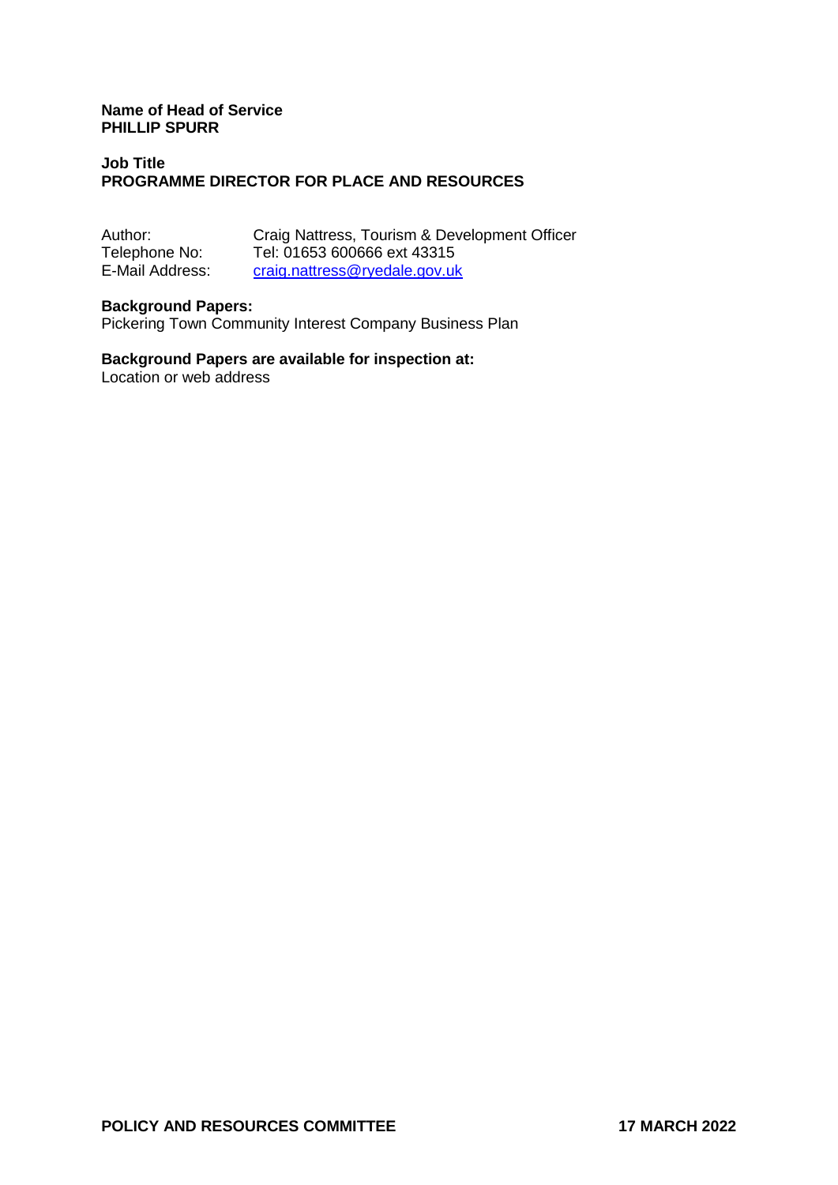**Name of Head of Service**
**PHILLIP SPURR**

**Job Title**
**PROGRAMME DIRECTOR FOR PLACE AND RESOURCES**

| | |
|---|---|
| Author: | Craig Nattress, Tourism & Development Officer |
| Telephone No: | Tel: 01653 600666 ext 43315 |
| E-Mail Address: | craig.nattress@ryedale.gov.uk |

**Background Papers:**
Pickering Town Community Interest Company Business Plan

**Background Papers are available for inspection at:**
Location or web address